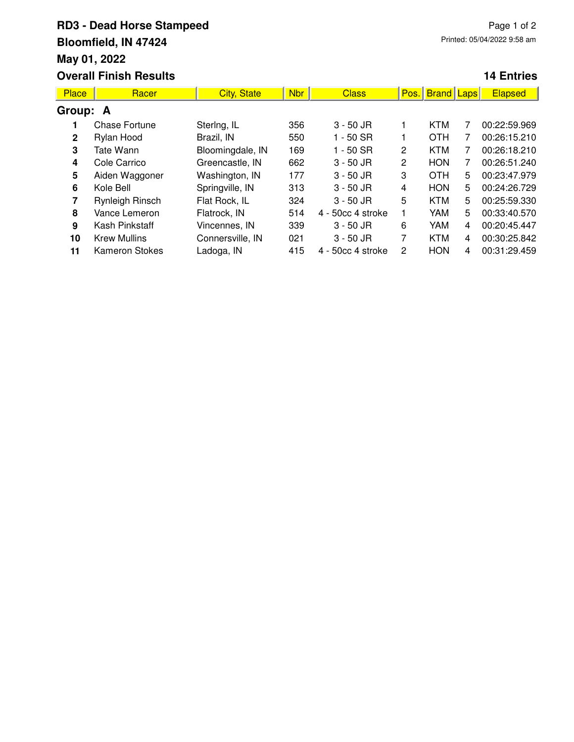# RD3 - Dead Horse Stampeed

**Bloomfield, IN 47424**

**May 01, 2022**

Printed: 05/04/2022 9:58 am

**Overall Finish Results**

**14 Entries**

| Place | Racer | City, State | Nbr | Class | Pos. | Brand | Laps | Elapsed |
|---|---|---|---|---|---|---|---|---|
| **Group: A** | | | | | | | | |
| 1 | Chase Fortune | Sterlng, IL | 356 | 3 - 50 JR | 1 | KTM | 7 | 00:22:59.969 |
| 2 | Rylan Hood | Brazil, IN | 550 | 1 - 50 SR | 1 | OTH | 7 | 00:26:15.210 |
| 3 | Tate Wann | Bloomingdale, IN | 169 | 1 - 50 SR | 2 | KTM | 7 | 00:26:18.210 |
| 4 | Cole Carrico | Greencastle, IN | 662 | 3 - 50 JR | 2 | HON | 7 | 00:26:51.240 |
| 5 | Aiden Waggoner | Washington, IN | 177 | 3 - 50 JR | 3 | OTH | 5 | 00:23:47.979 |
| 6 | Kole Bell | Springville, IN | 313 | 3 - 50 JR | 4 | HON | 5 | 00:24:26.729 |
| 7 | Rynleigh Rinsch | Flat Rock, IL | 324 | 3 - 50 JR | 5 | KTM | 5 | 00:25:59.330 |
| 8 | Vance Lemeron | Flatrock, IN | 514 | 4 - 50cc 4 stroke | 1 | YAM | 5 | 00:33:40.570 |
| 9 | Kash Pinkstaff | Vincennes, IN | 339 | 3 - 50 JR | 6 | YAM | 4 | 00:20:45.447 |
| 10 | Krew Mullins | Connersville, IN | 021 | 3 - 50 JR | 7 | KTM | 4 | 00:30:25.842 |
| 11 | Kameron Stokes | Ladoga, IN | 415 | 4 - 50cc 4 stroke | 2 | HON | 4 | 00:31:29.459 |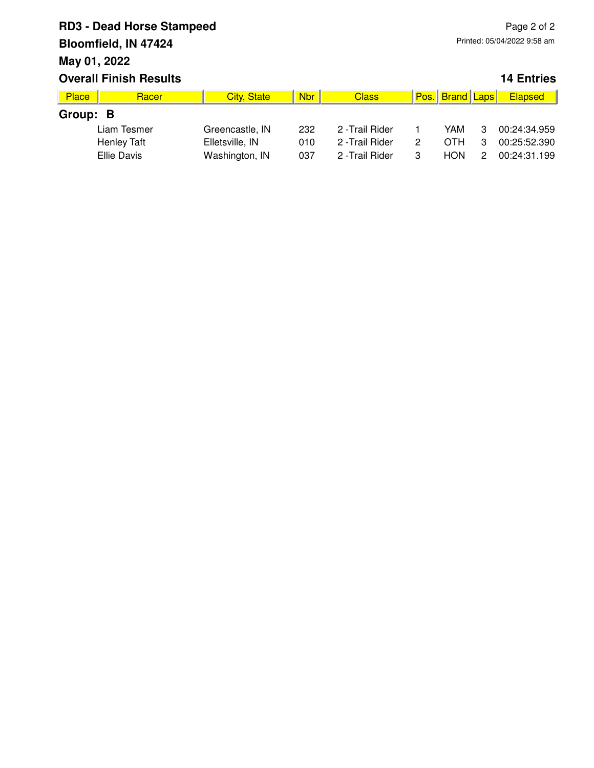# RD3 - Dead Horse Stampeed

## Bloomfield, IN 47424

## May 01, 2022

Printed: 05/04/2022 9:58 am

## Overall Finish Results

**14 Entries**

| Place | Racer | City, State | Nbr | Class | Pos. | Brand | Laps | Elapsed |
|---|---|---|---|---|---|---|---|---|
| **Group: B** | | | | | | | | |
| | Liam Tesmer | Greencastle, IN | 232 | 2 -Trail Rider | 1 | YAM | 3 | 00:24:34.959 |
| | Henley Taft | Elletsville, IN | 010 | 2 -Trail Rider | 2 | OTH | 3 | 00:25:52.390 |
| | Ellie Davis | Washington, IN | 037 | 2 -Trail Rider | 3 | HON | 2 | 00:24:31.199 |